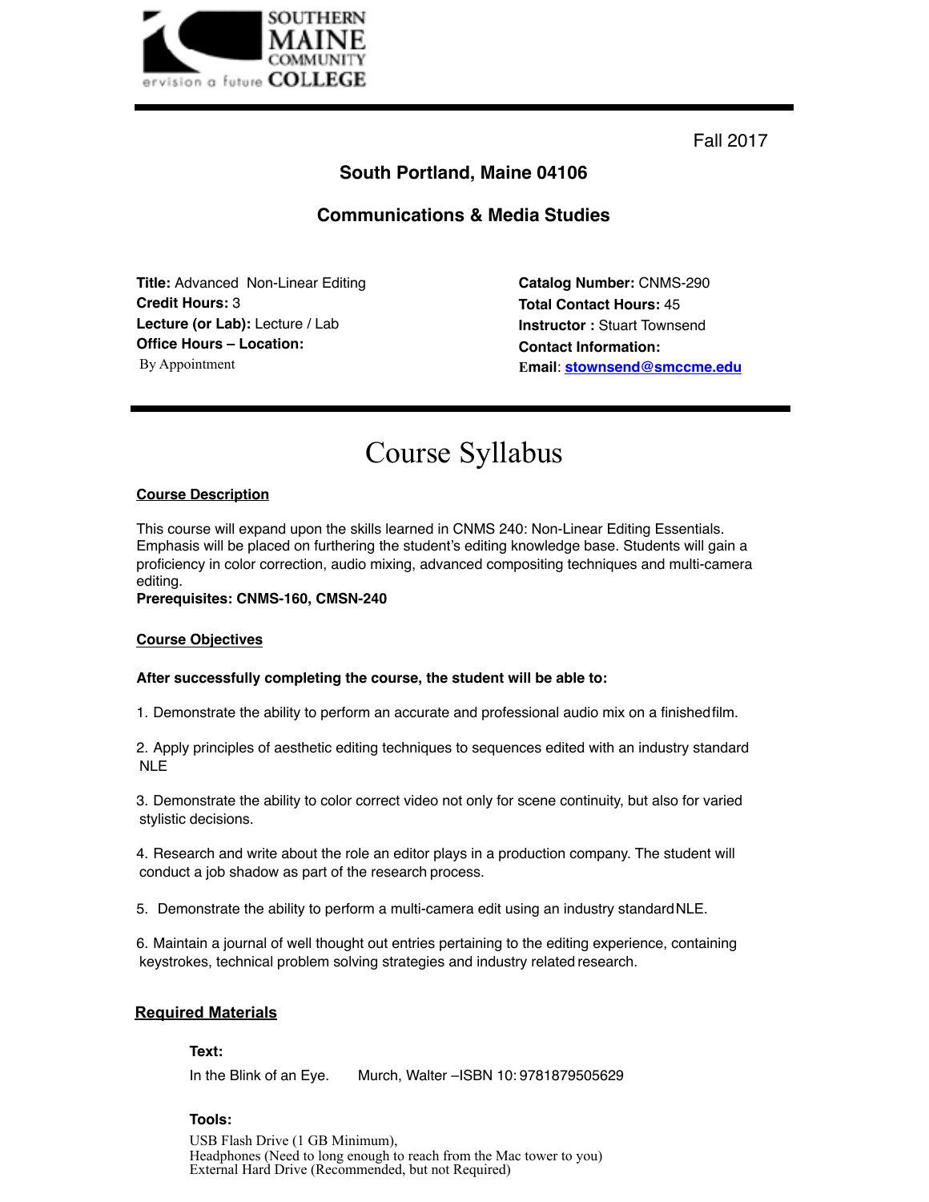SOUTHERN MAINE COMMUNITY COLLEGE

ervision a future

Fall 2017

**South Portland, Maine 04106**

**Communications & Media Studies**

**Title:** Advanced Non-Linear Editing
**Credit Hours:** 3
**Lecture (or Lab):** Lecture / Lab
**Office Hours – Location:**
By Appointment

**Catalog Number:** CNMS-290
**Total Contact Hours:** 45
**Instructor :** Stuart Townsend
**Contact Information:**
**Email**: stownsend@smccme.edu

# Course Syllabus

## Course Description

This course will expand upon the skills learned in CNMS 240: Non-Linear Editing Essentials. Emphasis will be placed on furthering the student's editing knowledge base. Students will gain a proficiency in color correction, audio mixing, advanced compositing techniques and multi-camera editing.
**Prerequisites: CNMS-160, CMSN-240**

## Course Objectives

**After successfully completing the course, the student will be able to:**

1. Demonstrate the ability to perform an accurate and professional audio mix on a finished film.

2. Apply principles of aesthetic editing techniques to sequences edited with an industry standard NLE

3. Demonstrate the ability to color correct video not only for scene continuity, but also for varied stylistic decisions.

4. Research and write about the role an editor plays in a production company. The student will conduct a job shadow as part of the research process.

5. Demonstrate the ability to perform a multi-camera edit using an industry standard NLE.

6. Maintain a journal of well thought out entries pertaining to the editing experience, containing keystrokes, technical problem solving strategies and industry related research.

## Required Materials

**Text:**

In the Blink of an Eye. Murch, Walter –ISBN 10: 9781879505629

**Tools:**

USB Flash Drive (1 GB Minimum),
Headphones (Need to long enough to reach from the Mac tower to you)
External Hard Drive (Recommended, but not Required)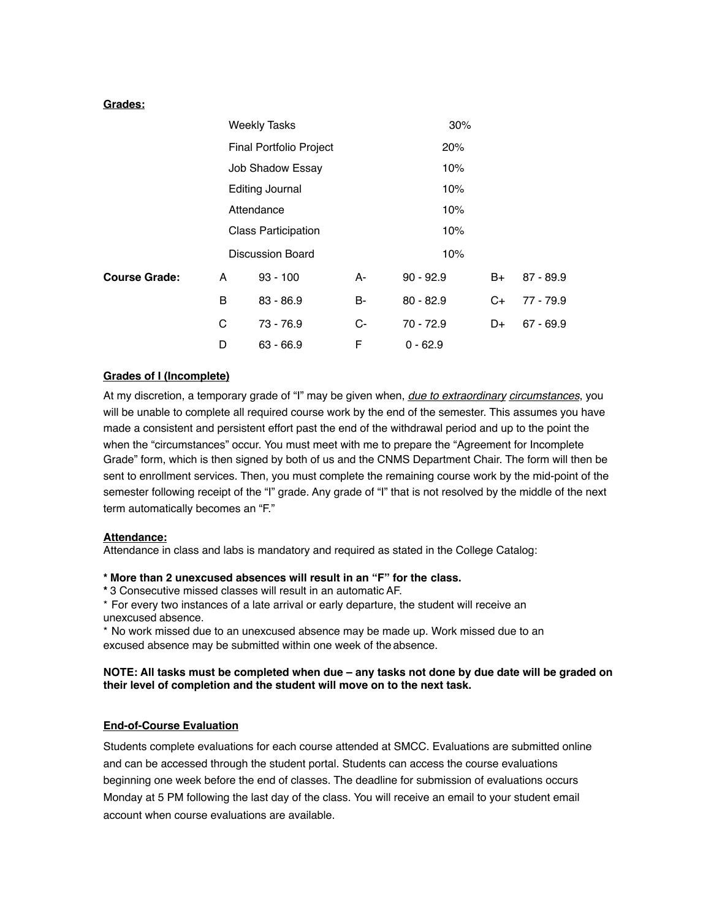**Grades:**

| Component | Weight |
| --- | --- |
| Weekly Tasks | 30% |
| Final Portfolio Project | 20% |
| Job Shadow Essay | 10% |
| Editing Journal | 10% |
| Attendance | 10% |
| Class Participation | 10% |
| Discussion Board | 10% |

**Course Grade:**

| Grade | Range | Grade | Range | Grade | Range |
| --- | --- | --- | --- | --- | --- |
| A | 93 - 100 | A- | 90 - 92.9 | B+ | 87 - 89.9 |
| B | 83 - 86.9 | B- | 80 - 82.9 | C+ | 77 - 79.9 |
| C | 73 - 76.9 | C- | 70 - 72.9 | D+ | 67 - 69.9 |
| D | 63 - 66.9 | F | 0 - 62.9 | | |

**Grades of I (Incomplete)**

At my discretion, a temporary grade of "I" may be given when, *due to extraordinary circumstances*, you will be unable to complete all required course work by the end of the semester. This assumes you have made a consistent and persistent effort past the end of the withdrawal period and up to the point the when the "circumstances" occur. You must meet with me to prepare the "Agreement for Incomplete Grade" form, which is then signed by both of us and the CNMS Department Chair. The form will then be sent to enrollment services. Then, you must complete the remaining course work by the mid-point of the semester following receipt of the "I" grade. Any grade of "I" that is not resolved by the middle of the next term automatically becomes an "F."

**Attendance:**

Attendance in class and labs is mandatory and required as stated in the College Catalog:

**\* More than 2 unexcused absences will result in an "F" for the class.**

**\*** 3 Consecutive missed classes will result in an automatic AF.

\* For every two instances of a late arrival or early departure, the student will receive an unexcused absence.

\* No work missed due to an unexcused absence may be made up. Work missed due to an excused absence may be submitted within one week of the absence.

**NOTE: All tasks must be completed when due – any tasks not done by due date will be graded on their level of completion and the student will move on to the next task.**

**End-of-Course Evaluation**

Students complete evaluations for each course attended at SMCC. Evaluations are submitted online and can be accessed through the student portal. Students can access the course evaluations beginning one week before the end of classes. The deadline for submission of evaluations occurs Monday at 5 PM following the last day of the class. You will receive an email to your student email account when course evaluations are available.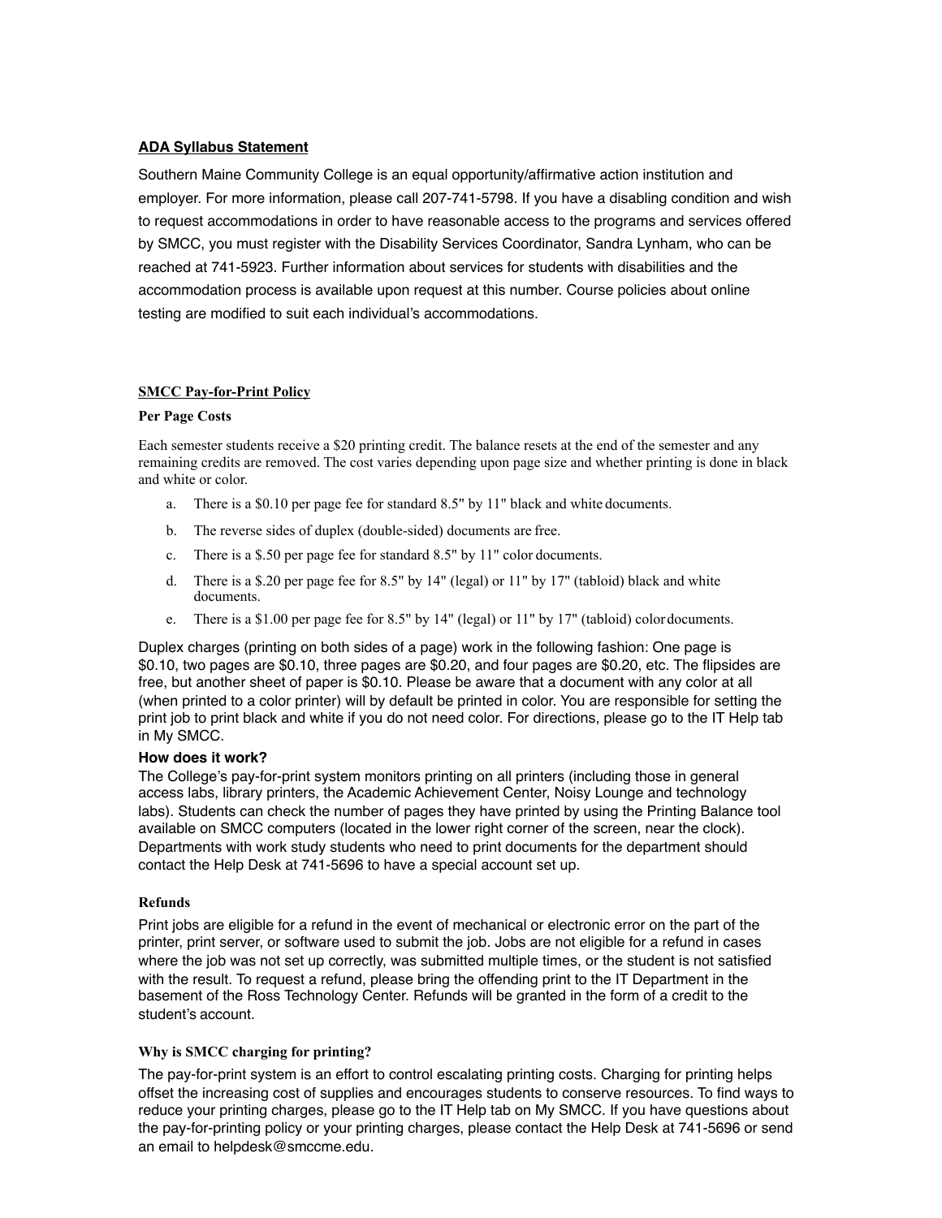## ADA Syllabus Statement

Southern Maine Community College is an equal opportunity/affirmative action institution and employer. For more information, please call 207-741-5798. If you have a disabling condition and wish to request accommodations in order to have reasonable access to the programs and services offered by SMCC, you must register with the Disability Services Coordinator, Sandra Lynham, who can be reached at 741-5923. Further information about services for students with disabilities and the accommodation process is available upon request at this number. Course policies about online testing are modified to suit each individual's accommodations.

## SMCC Pay-for-Print Policy

### Per Page Costs

Each semester students receive a $20 printing credit. The balance resets at the end of the semester and any remaining credits are removed. The cost varies depending upon page size and whether printing is done in black and white or color.

a. There is a $0.10 per page fee for standard 8.5" by 11" black and white documents.

b. The reverse sides of duplex (double-sided) documents are free.

c. There is a $.50 per page fee for standard 8.5" by 11" color documents.

d. There is a $.20 per page fee for 8.5" by 14" (legal) or 11" by 17" (tabloid) black and white documents.

e. There is a $1.00 per page fee for 8.5" by 14" (legal) or 11" by 17" (tabloid) color documents.

Duplex charges (printing on both sides of a page) work in the following fashion: One page is $0.10, two pages are $0.10, three pages are $0.20, and four pages are $0.20, etc. The flipsides are free, but another sheet of paper is $0.10. Please be aware that a document with any color at all (when printed to a color printer) will by default be printed in color. You are responsible for setting the print job to print black and white if you do not need color. For directions, please go to the IT Help tab in My SMCC.

### How does it work?

The College's pay-for-print system monitors printing on all printers (including those in general access labs, library printers, the Academic Achievement Center, Noisy Lounge and technology labs). Students can check the number of pages they have printed by using the Printing Balance tool available on SMCC computers (located in the lower right corner of the screen, near the clock). Departments with work study students who need to print documents for the department should contact the Help Desk at 741-5696 to have a special account set up.

### Refunds

Print jobs are eligible for a refund in the event of mechanical or electronic error on the part of the printer, print server, or software used to submit the job. Jobs are not eligible for a refund in cases where the job was not set up correctly, was submitted multiple times, or the student is not satisfied with the result. To request a refund, please bring the offending print to the IT Department in the basement of the Ross Technology Center. Refunds will be granted in the form of a credit to the student's account.

### Why is SMCC charging for printing?

The pay-for-print system is an effort to control escalating printing costs. Charging for printing helps offset the increasing cost of supplies and encourages students to conserve resources. To find ways to reduce your printing charges, please go to the IT Help tab on My SMCC. If you have questions about the pay-for-printing policy or your printing charges, please contact the Help Desk at 741-5696 or send an email to helpdesk@smccme.edu.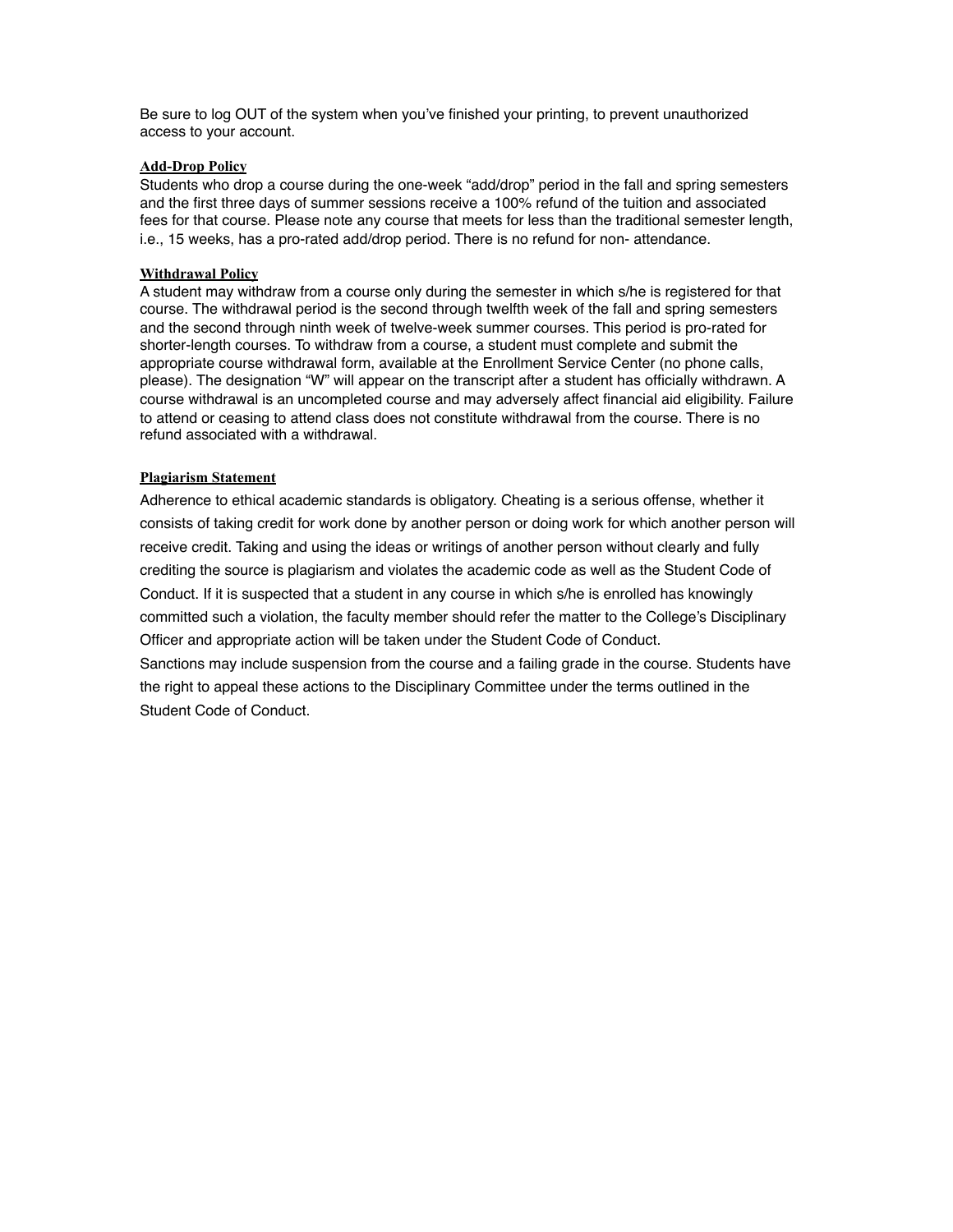Be sure to log OUT of the system when you've finished your printing, to prevent unauthorized access to your account.

### Add-Drop Policy

Students who drop a course during the one-week "add/drop" period in the fall and spring semesters and the first three days of summer sessions receive a 100% refund of the tuition and associated fees for that course. Please note any course that meets for less than the traditional semester length, i.e., 15 weeks, has a pro-rated add/drop period. There is no refund for non- attendance.

### Withdrawal Policy

A student may withdraw from a course only during the semester in which s/he is registered for that course. The withdrawal period is the second through twelfth week of the fall and spring semesters and the second through ninth week of twelve-week summer courses. This period is pro-rated for shorter-length courses. To withdraw from a course, a student must complete and submit the appropriate course withdrawal form, available at the Enrollment Service Center (no phone calls, please). The designation "W" will appear on the transcript after a student has officially withdrawn. A course withdrawal is an uncompleted course and may adversely affect financial aid eligibility. Failure to attend or ceasing to attend class does not constitute withdrawal from the course. There is no refund associated with a withdrawal.

### Plagiarism Statement

Adherence to ethical academic standards is obligatory. Cheating is a serious offense, whether it consists of taking credit for work done by another person or doing work for which another person will receive credit. Taking and using the ideas or writings of another person without clearly and fully crediting the source is plagiarism and violates the academic code as well as the Student Code of Conduct. If it is suspected that a student in any course in which s/he is enrolled has knowingly committed such a violation, the faculty member should refer the matter to the College's Disciplinary Officer and appropriate action will be taken under the Student Code of Conduct.

Sanctions may include suspension from the course and a failing grade in the course. Students have the right to appeal these actions to the Disciplinary Committee under the terms outlined in the Student Code of Conduct.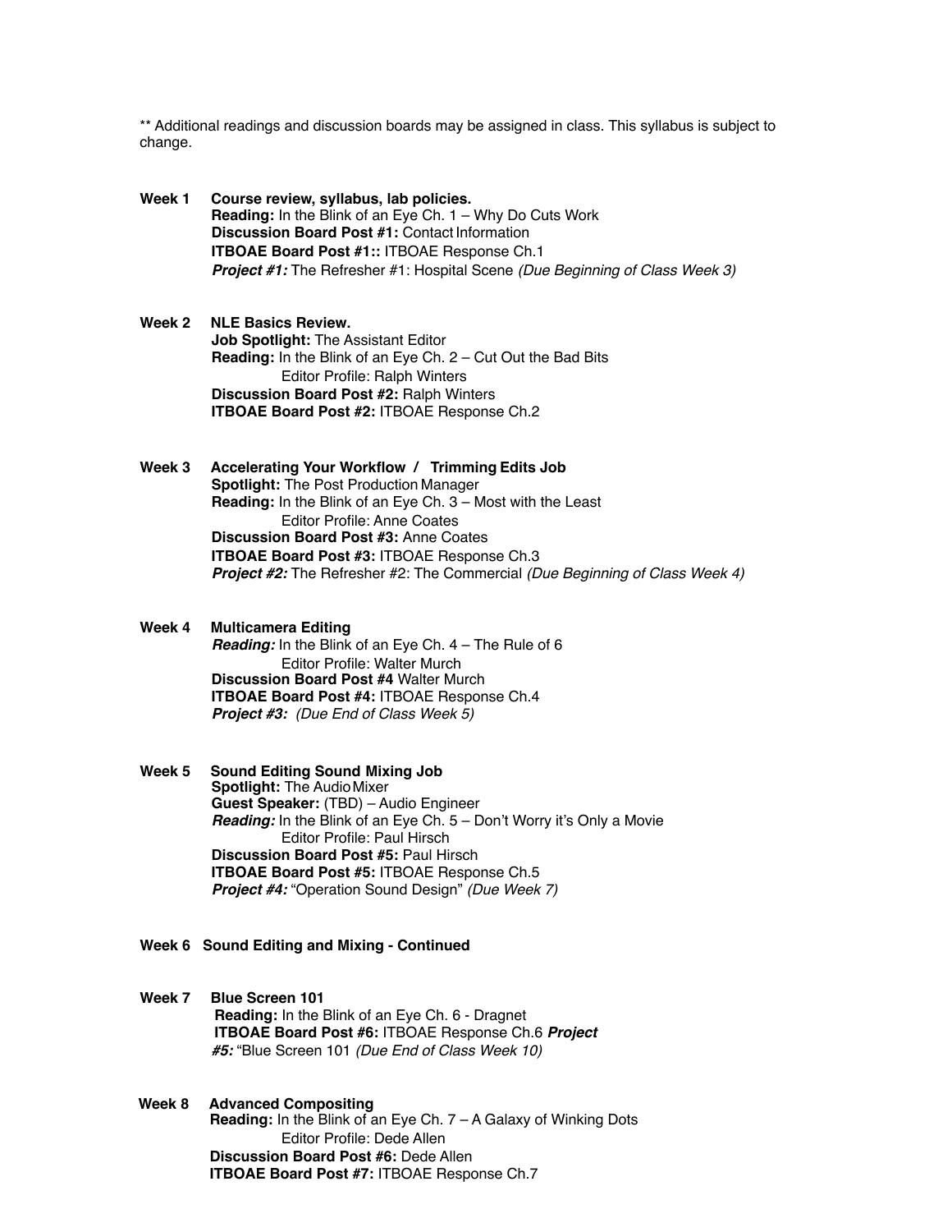** Additional readings and discussion boards may be assigned in class. This syllabus is subject to change.

**Week 1 Course review, syllabus, lab policies.**
**Reading:** In the Blink of an Eye Ch. 1 – Why Do Cuts Work
**Discussion Board Post #1:** Contact Information
**ITBOAE Board Post #1::** ITBOAE Response Ch.1
***Project #1:*** The Refresher #1: Hospital Scene *(Due Beginning of Class Week 3)*

**Week 2 NLE Basics Review.**
**Job Spotlight:** The Assistant Editor
**Reading:** In the Blink of an Eye Ch. 2 – Cut Out the Bad Bits
Editor Profile: Ralph Winters
**Discussion Board Post #2:** Ralph Winters
**ITBOAE Board Post #2:** ITBOAE Response Ch.2

**Week 3 Accelerating Your Workflow / Trimming Edits Job**
**Spotlight:** The Post Production Manager
**Reading:** In the Blink of an Eye Ch. 3 – Most with the Least
Editor Profile: Anne Coates
**Discussion Board Post #3:** Anne Coates
**ITBOAE Board Post #3:** ITBOAE Response Ch.3
***Project #2:*** The Refresher #2: The Commercial *(Due Beginning of Class Week 4)*

**Week 4 Multicamera Editing**
***Reading:*** In the Blink of an Eye Ch. 4 – The Rule of 6
Editor Profile: Walter Murch
**Discussion Board Post #4** Walter Murch
**ITBOAE Board Post #4:** ITBOAE Response Ch.4
***Project #3:*** *(Due End of Class Week 5)*

**Week 5 Sound Editing Sound Mixing Job**
**Spotlight:** The Audio Mixer
**Guest Speaker:** (TBD) – Audio Engineer
***Reading:*** In the Blink of an Eye Ch. 5 – Don't Worry it's Only a Movie
Editor Profile: Paul Hirsch
**Discussion Board Post #5:** Paul Hirsch
**ITBOAE Board Post #5:** ITBOAE Response Ch.5
***Project #4:*** "Operation Sound Design" *(Due Week 7)*

**Week 6 Sound Editing and Mixing - Continued**

**Week 7 Blue Screen 101**
**Reading:** In the Blink of an Eye Ch. 6 - Dragnet
**ITBOAE Board Post #6:** ITBOAE Response Ch.6 ***Project #5:*** "Blue Screen 101 *(Due End of Class Week 10)*

**Week 8 Advanced Compositing**
**Reading:** In the Blink of an Eye Ch. 7 – A Galaxy of Winking Dots
Editor Profile: Dede Allen
**Discussion Board Post #6:** Dede Allen
**ITBOAE Board Post #7:** ITBOAE Response Ch.7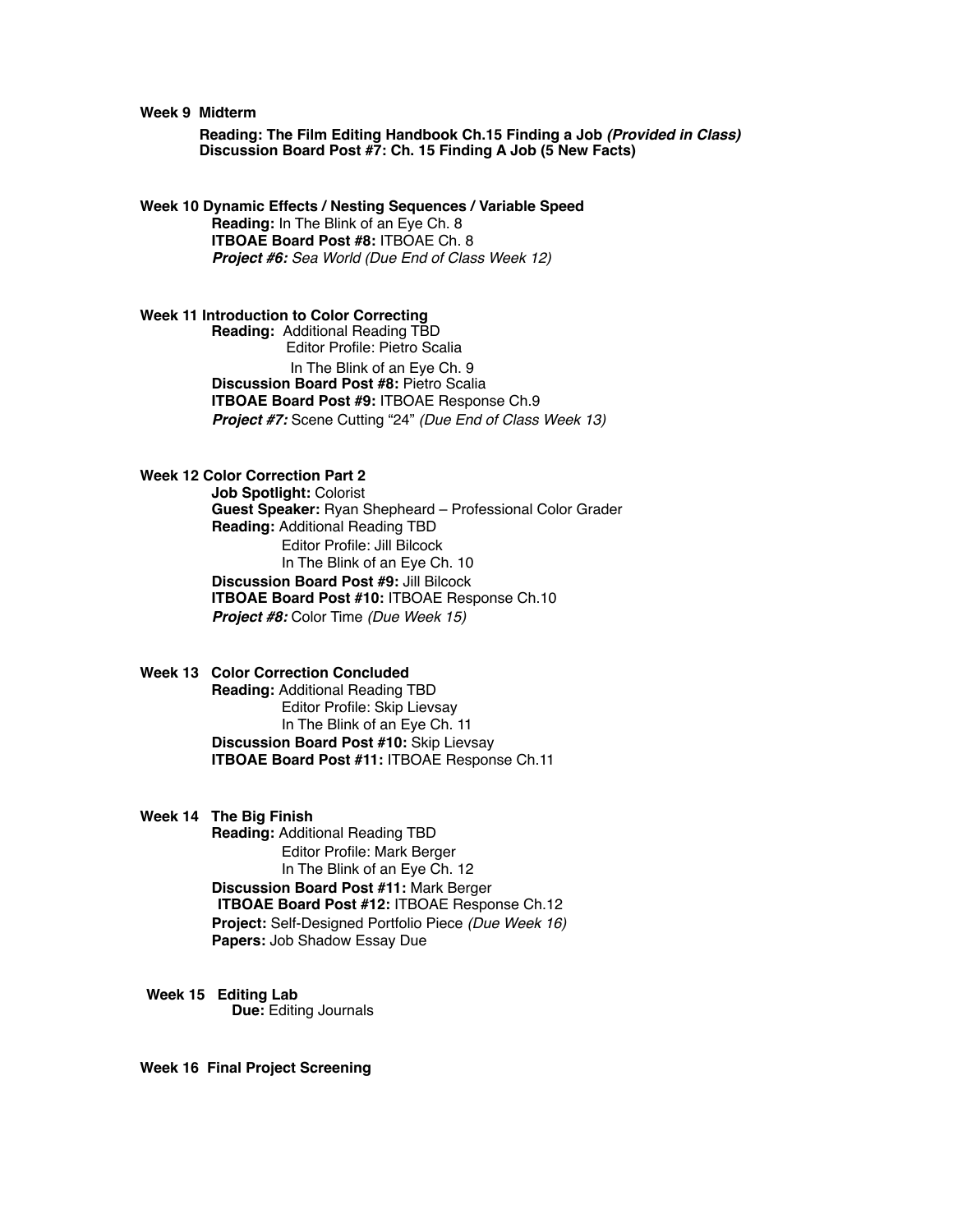**Week 9 Midterm**

**Reading: The Film Editing Handbook Ch.15 Finding a Job *(Provided in Class)***
**Discussion Board Post #7: Ch. 15 Finding A Job (5 New Facts)**

**Week 10 Dynamic Effects / Nesting Sequences / Variable Speed**

**Reading:** In The Blink of an Eye Ch. 8
**ITBOAE Board Post #8:** ITBOAE Ch. 8
***Project #6:*** *Sea World (Due End of Class Week 12)*

**Week 11 Introduction to Color Correcting**

**Reading:** Additional Reading TBD
Editor Profile: Pietro Scalia
In The Blink of an Eye Ch. 9
**Discussion Board Post #8:** Pietro Scalia
**ITBOAE Board Post #9:** ITBOAE Response Ch.9
***Project #7:*** Scene Cutting "24" *(Due End of Class Week 13)*

**Week 12 Color Correction Part 2**

**Job Spotlight:** Colorist
**Guest Speaker:** Ryan Shepheard – Professional Color Grader
**Reading:** Additional Reading TBD
Editor Profile: Jill Bilcock
In The Blink of an Eye Ch. 10
**Discussion Board Post #9:** Jill Bilcock
**ITBOAE Board Post #10:** ITBOAE Response Ch.10
***Project #8:*** Color Time *(Due Week 15)*

**Week 13 Color Correction Concluded**

**Reading:** Additional Reading TBD
Editor Profile: Skip Lievsay
In The Blink of an Eye Ch. 11
**Discussion Board Post #10:** Skip Lievsay
**ITBOAE Board Post #11:** ITBOAE Response Ch.11

**Week 14 The Big Finish**

**Reading:** Additional Reading TBD
Editor Profile: Mark Berger
In The Blink of an Eye Ch. 12
**Discussion Board Post #11:** Mark Berger
**ITBOAE Board Post #12:** ITBOAE Response Ch.12
**Project:** Self-Designed Portfolio Piece *(Due Week 16)*
**Papers:** Job Shadow Essay Due

**Week 15 Editing Lab**

**Due:** Editing Journals

**Week 16 Final Project Screening**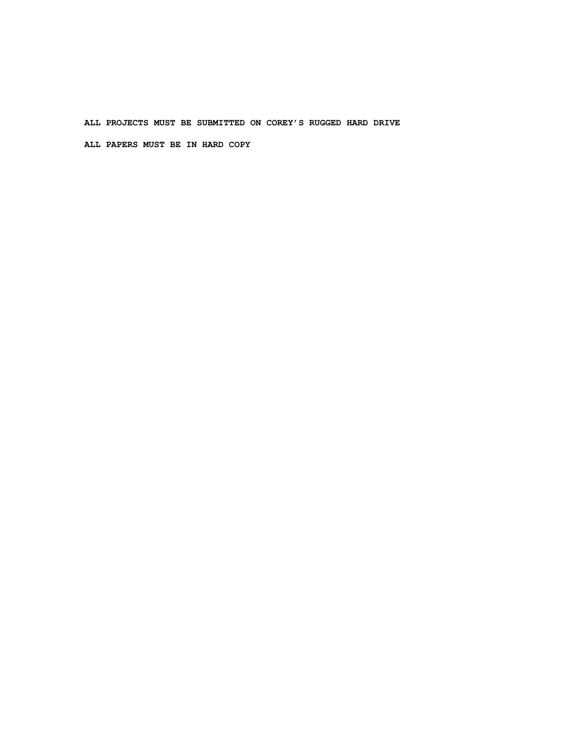**ALL PROJECTS MUST BE SUBMITTED ON COREY'S RUGGED HARD DRIVE**

**ALL PAPERS MUST BE IN HARD COPY**